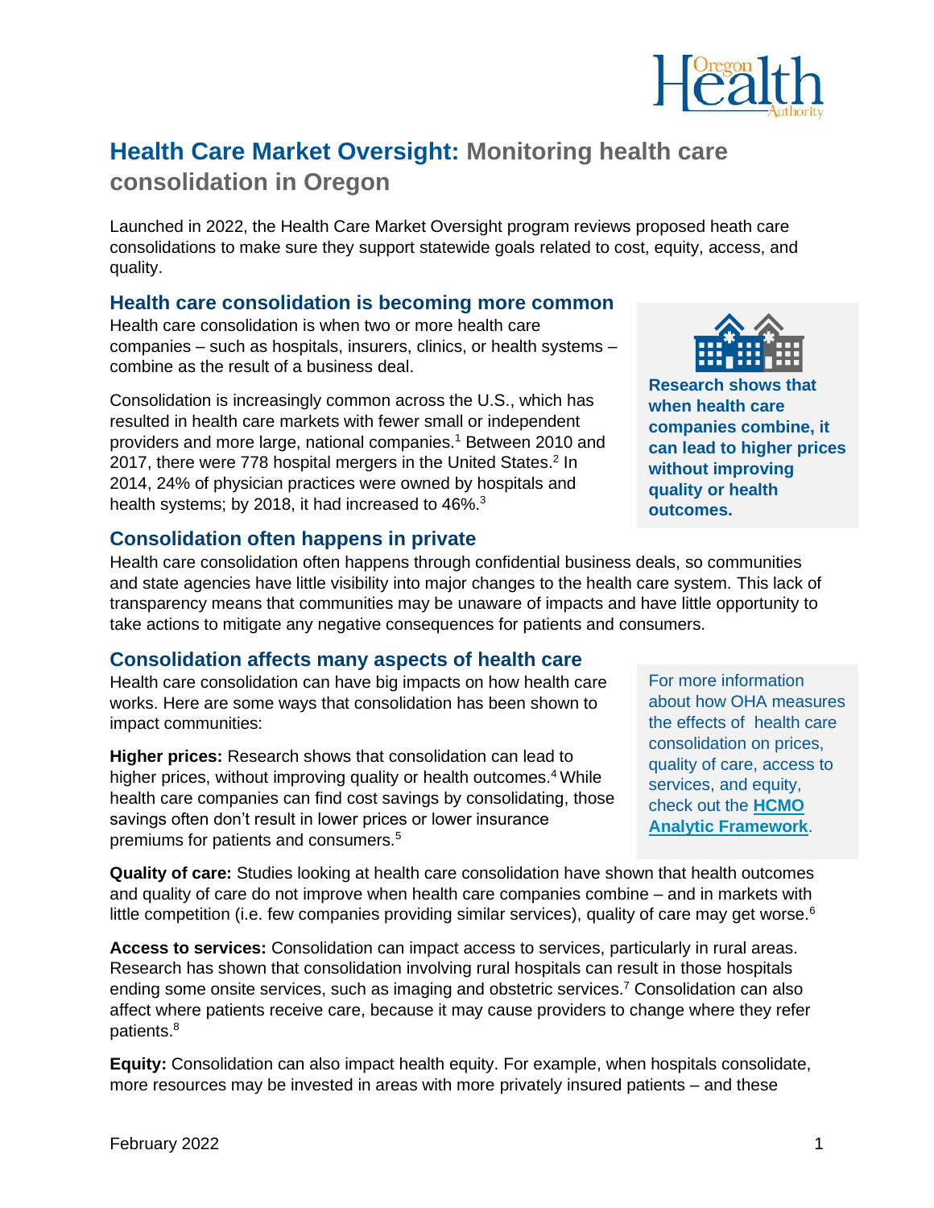# **Health Care Market Oversight:** Monitoring health care consolidation in Oregon

Launched in 2022, the Health Care Market Oversight program reviews proposed heath care consolidations to make sure they support statewide goals related to cost, equity, access, and quality.

## Health care consolidation is becoming more common

Health care consolidation is when two or more health care companies – such as hospitals, insurers, clinics, or health systems – combine as the result of a business deal.

Consolidation is increasingly common across the U.S., which has resulted in health care markets with fewer small or independent providers and more large, national companies.[1] Between 2010 and 2017, there were 778 hospital mergers in the United States.[2] In 2014, 24% of physician practices were owned by hospitals and health systems; by 2018, it had increased to 46%.[3]

**Research shows that when health care companies combine, it can lead to higher prices without improving quality or health outcomes.**

## Consolidation often happens in private

Health care consolidation often happens through confidential business deals, so communities and state agencies have little visibility into major changes to the health care system. This lack of transparency means that communities may be unaware of impacts and have little opportunity to take actions to mitigate any negative consequences for patients and consumers.

## Consolidation affects many aspects of health care

Health care consolidation can have big impacts on how health care works. Here are some ways that consolidation has been shown to impact communities:

**Higher prices:** Research shows that consolidation can lead to higher prices, without improving quality or health outcomes.[4] While health care companies can find cost savings by consolidating, those savings often don't result in lower prices or lower insurance premiums for patients and consumers.[5]

For more information about how OHA measures the effects of health care consolidation on prices, quality of care, access to services, and equity, check out the **HCMO Analytic Framework**.

**Quality of care:** Studies looking at health care consolidation have shown that health outcomes and quality of care do not improve when health care companies combine – and in markets with little competition (i.e. few companies providing similar services), quality of care may get worse.[6]

**Access to services:** Consolidation can impact access to services, particularly in rural areas. Research has shown that consolidation involving rural hospitals can result in those hospitals ending some onsite services, such as imaging and obstetric services.[7] Consolidation can also affect where patients receive care, because it may cause providers to change where they refer patients.[8]

**Equity:** Consolidation can also impact health equity. For example, when hospitals consolidate, more resources may be invested in areas with more privately insured patients – and these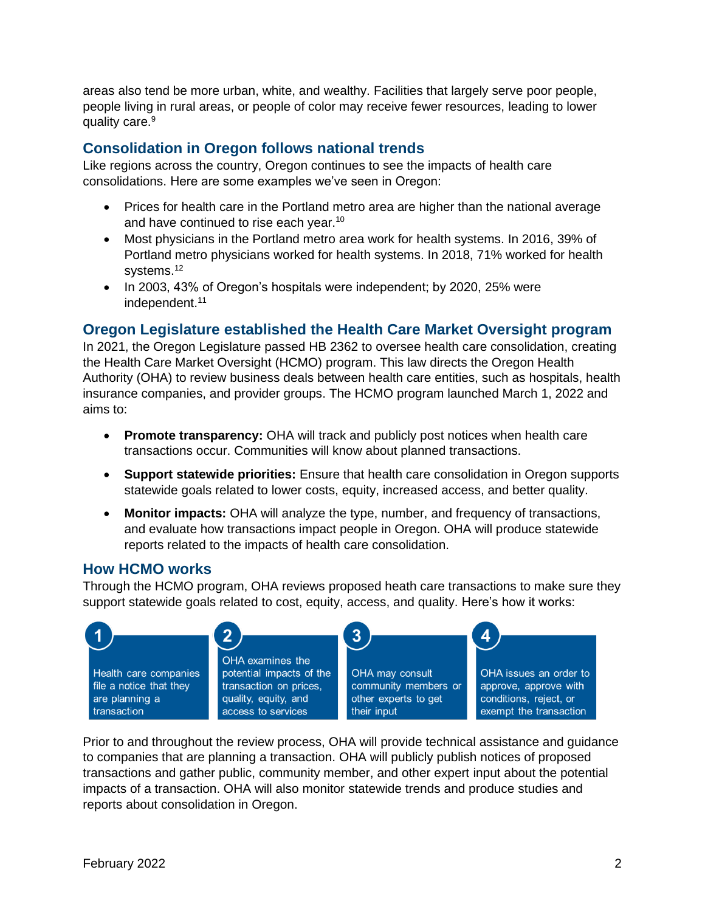areas also tend be more urban, white, and wealthy. Facilities that largely serve poor people, people living in rural areas, or people of color may receive fewer resources, leading to lower quality care.[9]

## Consolidation in Oregon follows national trends

Like regions across the country, Oregon continues to see the impacts of health care consolidations. Here are some examples we've seen in Oregon:

- Prices for health care in the Portland metro area are higher than the national average and have continued to rise each year.[10]
- Most physicians in the Portland metro area work for health systems. In 2016, 39% of Portland metro physicians worked for health systems. In 2018, 71% worked for health systems.[12]
- In 2003, 43% of Oregon's hospitals were independent; by 2020, 25% were independent.[11]

## Oregon Legislature established the Health Care Market Oversight program

In 2021, the Oregon Legislature passed HB 2362 to oversee health care consolidation, creating the Health Care Market Oversight (HCMO) program. This law directs the Oregon Health Authority (OHA) to review business deals between health care entities, such as hospitals, health insurance companies, and provider groups. The HCMO program launched March 1, 2022 and aims to:

- **Promote transparency:** OHA will track and publicly post notices when health care transactions occur. Communities will know about planned transactions.
- **Support statewide priorities:** Ensure that health care consolidation in Oregon supports statewide goals related to lower costs, equity, increased access, and better quality.
- **Monitor impacts:** OHA will analyze the type, number, and frequency of transactions, and evaluate how transactions impact people in Oregon. OHA will produce statewide reports related to the impacts of health care consolidation.

## How HCMO works

Through the HCMO program, OHA reviews proposed heath care transactions to make sure they support statewide goals related to cost, equity, access, and quality. Here's how it works:

1. Health care companies file a notice that they are planning a transaction
2. OHA examines the potential impacts of the transaction on prices, quality, equity, and access to services
3. OHA may consult community members or other experts to get their input
4. OHA issues an order to approve, approve with conditions, reject, or exempt the transaction

Prior to and throughout the review process, OHA will provide technical assistance and guidance to companies that are planning a transaction. OHA will publicly publish notices of proposed transactions and gather public, community member, and other expert input about the potential impacts of a transaction. OHA will also monitor statewide trends and produce studies and reports about consolidation in Oregon.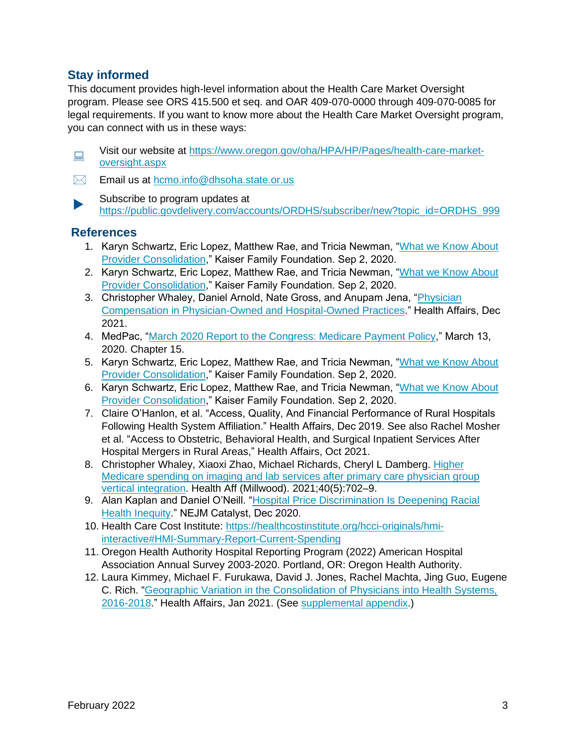## Stay informed

This document provides high-level information about the Health Care Market Oversight program. Please see ORS 415.500 et seq. and OAR 409-070-0000 through 409-070-0085 for legal requirements. If you want to know more about the Health Care Market Oversight program, you can connect with us in these ways:

- Visit our website at https://www.oregon.gov/oha/HPA/HP/Pages/health-care-market-oversight.aspx
- Email us at hcmo.info@dhsoha.state.or.us
- Subscribe to program updates at https://public.govdelivery.com/accounts/ORDHS/subscriber/new?topic_id=ORDHS_999

## References

1. Karyn Schwartz, Eric Lopez, Matthew Rae, and Tricia Newman, "What we Know About Provider Consolidation," Kaiser Family Foundation. Sep 2, 2020.
2. Karyn Schwartz, Eric Lopez, Matthew Rae, and Tricia Newman, "What we Know About Provider Consolidation," Kaiser Family Foundation. Sep 2, 2020.
3. Christopher Whaley, Daniel Arnold, Nate Gross, and Anupam Jena, "Physician Compensation in Physician-Owned and Hospital-Owned Practices." Health Affairs, Dec 2021.
4. MedPac, "March 2020 Report to the Congress: Medicare Payment Policy," March 13, 2020. Chapter 15.
5. Karyn Schwartz, Eric Lopez, Matthew Rae, and Tricia Newman, "What we Know About Provider Consolidation," Kaiser Family Foundation. Sep 2, 2020.
6. Karyn Schwartz, Eric Lopez, Matthew Rae, and Tricia Newman, "What we Know About Provider Consolidation," Kaiser Family Foundation. Sep 2, 2020.
7. Claire O'Hanlon, et al. "Access, Quality, And Financial Performance of Rural Hospitals Following Health System Affiliation." Health Affairs, Dec 2019. See also Rachel Mosher et al. "Access to Obstetric, Behavioral Health, and Surgical Inpatient Services After Hospital Mergers in Rural Areas," Health Affairs, Oct 2021.
8. Christopher Whaley, Xiaoxi Zhao, Michael Richards, Cheryl L Damberg. Higher Medicare spending on imaging and lab services after primary care physician group vertical integration. Health Aff (Millwood). 2021;40(5):702–9.
9. Alan Kaplan and Daniel O'Neill. "Hospital Price Discrimination Is Deepening Racial Health Inequity." NEJM Catalyst, Dec 2020.
10. Health Care Cost Institute: https://healthcostinstitute.org/hcci-originals/hmi-interactive#HMI-Summary-Report-Current-Spending
11. Oregon Health Authority Hospital Reporting Program (2022) American Hospital Association Annual Survey 2003-2020. Portland, OR: Oregon Health Authority.
12. Laura Kimmey, Michael F. Furukawa, David J. Jones, Rachel Machta, Jing Guo, Eugene C. Rich. "Geographic Variation in the Consolidation of Physicians into Health Systems, 2016-2018." Health Affairs, Jan 2021. (See supplemental appendix.)

February 2022